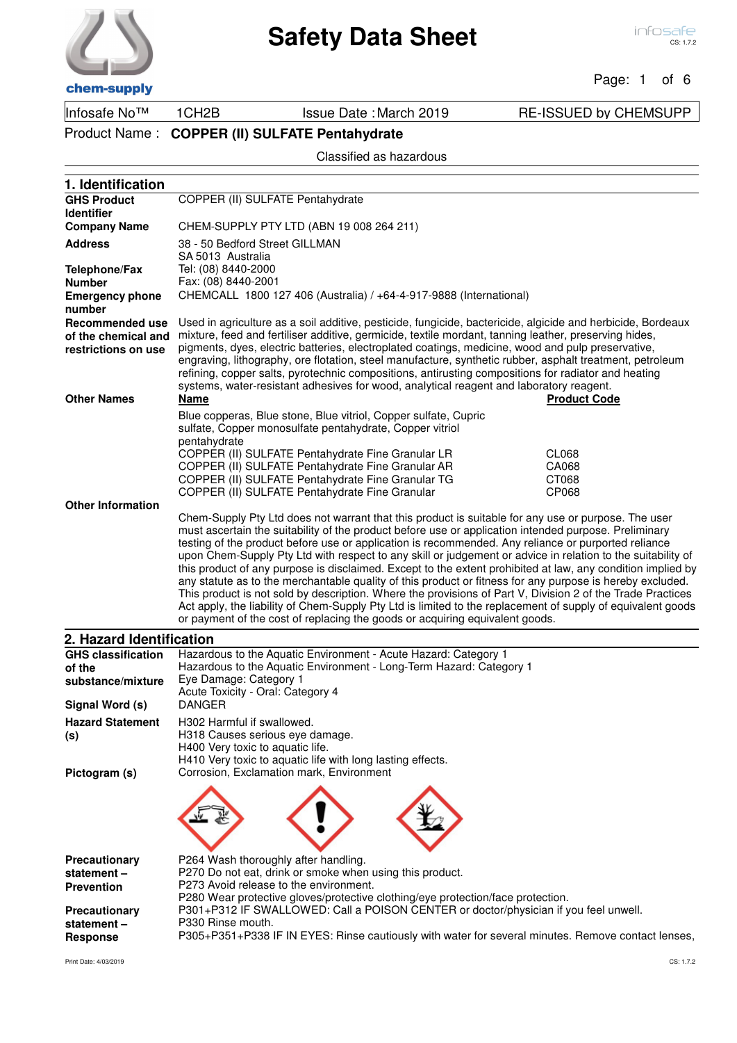# Safety Data Sheet

| Infosafe No™ | 1CH2B | Issue Date : March 2019 | RE-ISSUED by CHEMSUPP |
|---|---|---|---|

Product Name : **COPPER (II) SULFATE Pentahydrate**

Classified as hazardous

## 1. Identification

**GHS Product Identifier**
COPPER (II) SULFATE Pentahydrate

**Company Name**
CHEM-SUPPLY PTY LTD (ABN 19 008 264 211)

**Address**
38 - 50 Bedford Street GILLMAN
SA 5013 Australia

**Telephone/Fax Number**
Tel: (08) 8440-2000
Fax: (08) 8440-2001

**Emergency phone number**
CHEMCALL 1800 127 406 (Australia) / +64-4-917-9888 (International)

**Recommended use of the chemical and restrictions on use**
Used in agriculture as a soil additive, pesticide, fungicide, bactericide, algicide and herbicide, Bordeaux mixture, feed and fertiliser additive, germicide, textile mordant, tanning leather, preserving hides, pigments, dyes, electric batteries, electroplated coatings, medicine, wood and pulp preservative, engraving, lithography, ore flotation, steel manufacture, synthetic rubber, asphalt treatment, petroleum refining, copper salts, pyrotechnic compositions, antirusting compositions for radiator and heating systems, water-resistant adhesives for wood, analytical reagent and laboratory reagent.

**Other Names**

| Name | Product Code |
|---|---|
| Blue copperas, Blue stone, Blue vitriol, Copper sulfate, Cupric sulfate, Copper monosulfate pentahydrate, Copper vitriol pentahydrate | |
| COPPER (II) SULFATE Pentahydrate Fine Granular LR | CL068 |
| COPPER (II) SULFATE Pentahydrate Fine Granular AR | CA068 |
| COPPER (II) SULFATE Pentahydrate Fine Granular TG | CT068 |
| COPPER (II) SULFATE Pentahydrate Fine Granular | CP068 |

**Other Information**
Chem-Supply Pty Ltd does not warrant that this product is suitable for any use or purpose. The user must ascertain the suitability of the product before use or application intended purpose. Preliminary testing of the product before use or application is recommended. Any reliance or purported reliance upon Chem-Supply Pty Ltd with respect to any skill or judgement or advice in relation to the suitability of this product of any purpose is disclaimed. Except to the extent prohibited at law, any condition implied by any statute as to the merchantable quality of this product or fitness for any purpose is hereby excluded. This product is not sold by description. Where the provisions of Part V, Division 2 of the Trade Practices Act apply, the liability of Chem-Supply Pty Ltd is limited to the replacement of supply of equivalent goods or payment of the cost of replacing the goods or acquiring equivalent goods.

## 2. Hazard Identification

**GHS classification of the substance/mixture**
Hazardous to the Aquatic Environment - Acute Hazard: Category 1
Hazardous to the Aquatic Environment - Long-Term Hazard: Category 1
Eye Damage: Category 1
Acute Toxicity - Oral: Category 4

**Signal Word (s)**
DANGER

**Hazard Statement (s)**
H302 Harmful if swallowed.
H318 Causes serious eye damage.
H400 Very toxic to aquatic life.
H410 Very toxic to aquatic life with long lasting effects.

**Pictogram (s)**
Corrosion, Exclamation mark, Environment

**Precautionary statement – Prevention**
P264 Wash thoroughly after handling.
P270 Do not eat, drink or smoke when using this product.
P273 Avoid release to the environment.
P280 Wear protective gloves/protective clothing/eye protection/face protection.

**Precautionary statement – Response**
P301+P312 IF SWALLOWED: Call a POISON CENTER or doctor/physician if you feel unwell.
P330 Rinse mouth.
P305+P351+P338 IF IN EYES: Rinse cautiously with water for several minutes. Remove contact lenses,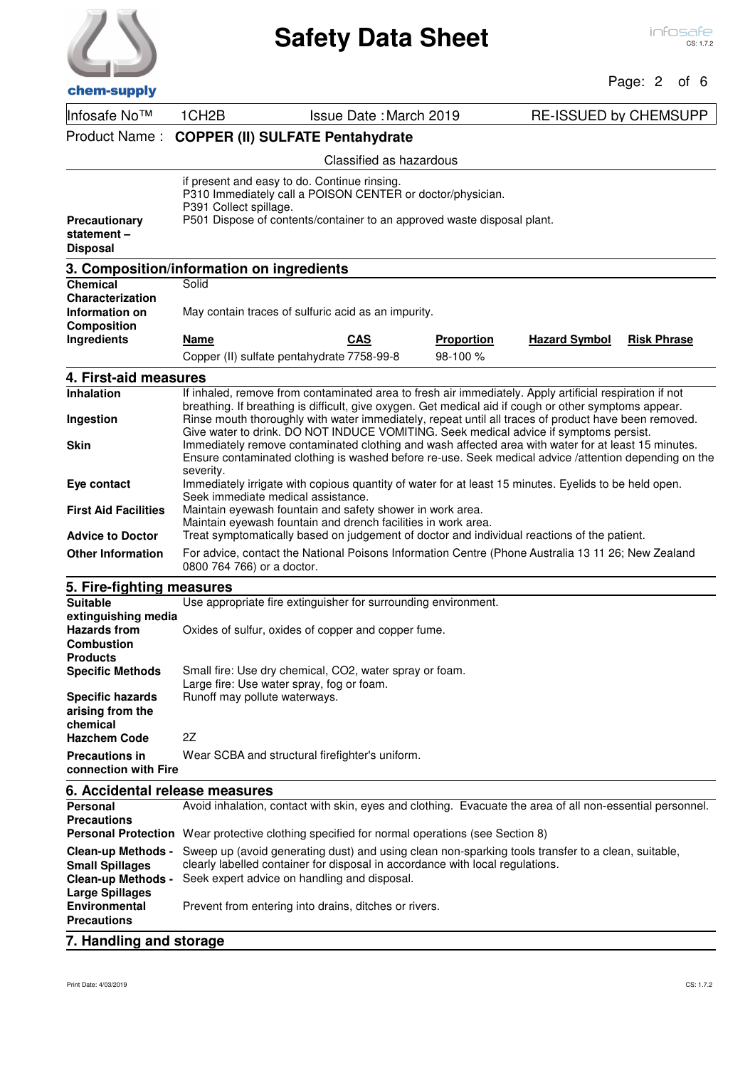Product Name : **COPPER (II) SULFATE Pentahydrate**

Classified as hazardous

| | |
|---|---|
| | if present and easy to do. Continue rinsing.<br>P310 Immediately call a POISON CENTER or doctor/physician.<br>P391 Collect spillage. |
| **Precautionary statement – Disposal** | P501 Dispose of contents/container to an approved waste disposal plant. |

## 3. Composition/information on ingredients

| | |
|---|---|
| **Chemical Characterization** | Solid |
| **Information on Composition** | May contain traces of sulfuric acid as an impurity. |

**Ingredients**

| Name | CAS | Proportion | Hazard Symbol | Risk Phrase |
|---|---|---|---|---|
| Copper (II) sulfate pentahydrate | 7758-99-8 | 98-100 % | | |

## 4. First-aid measures

| | |
|---|---|
| **Inhalation** | If inhaled, remove from contaminated area to fresh air immediately. Apply artificial respiration if not breathing. If breathing is difficult, give oxygen. Get medical aid if cough or other symptoms appear. |
| **Ingestion** | Rinse mouth thoroughly with water immediately, repeat until all traces of product have been removed. Give water to drink. DO NOT INDUCE VOMITING. Seek medical advice if symptoms persist. |
| **Skin** | Immediately remove contaminated clothing and wash affected area with water for at least 15 minutes. Ensure contaminated clothing is washed before re-use. Seek medical advice /attention depending on the severity. |
| **Eye contact** | Immediately irrigate with copious quantity of water for at least 15 minutes. Eyelids to be held open. Seek immediate medical assistance. |
| **First Aid Facilities** | Maintain eyewash fountain and safety shower in work area.<br>Maintain eyewash fountain and drench facilities in work area. |
| **Advice to Doctor** | Treat symptomatically based on judgement of doctor and individual reactions of the patient. |
| **Other Information** | For advice, contact the National Poisons Information Centre (Phone Australia 13 11 26; New Zealand 0800 764 766) or a doctor. |

## 5. Fire-fighting measures

| | |
|---|---|
| **Suitable extinguishing media** | Use appropriate fire extinguisher for surrounding environment. |
| **Hazards from Combustion Products** | Oxides of sulfur, oxides of copper and copper fume. |
| **Specific Methods** | Small fire: Use dry chemical, CO2, water spray or foam.<br>Large fire: Use water spray, fog or foam. |
| **Specific hazards arising from the chemical** | Runoff may pollute waterways. |
| **Hazchem Code** | 2Z |
| **Precautions in connection with Fire** | Wear SCBA and structural firefighter's uniform. |

## 6. Accidental release measures

| | |
|---|---|
| **Personal Precautions** | Avoid inhalation, contact with skin, eyes and clothing. Evacuate the area of all non-essential personnel. |
| **Personal Protection** | Wear protective clothing specified for normal operations (see Section 8) |
| **Clean-up Methods - Small Spillages** | Sweep up (avoid generating dust) and using clean non-sparking tools transfer to a clean, suitable, clearly labelled container for disposal in accordance with local regulations. |
| **Clean-up Methods - Large Spillages** | Seek expert advice on handling and disposal. |
| **Environmental Precautions** | Prevent from entering into drains, ditches or rivers. |

## 7. Handling and storage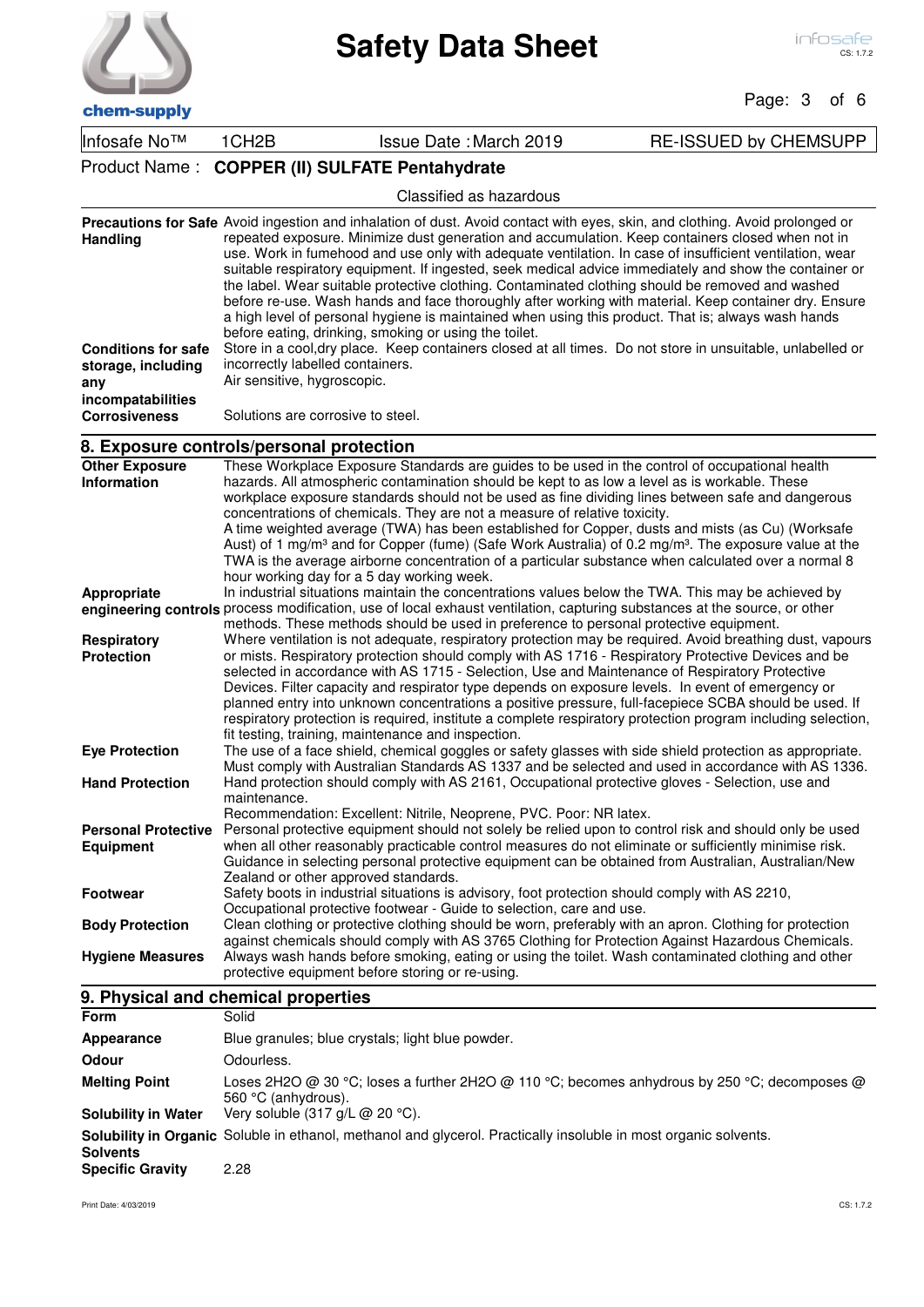Product Name : **COPPER (II) SULFATE Pentahydrate**

Classified as hazardous

| | |
|---|---|
| **Precautions for Safe Handling** | Avoid ingestion and inhalation of dust. Avoid contact with eyes, skin, and clothing. Avoid prolonged or repeated exposure. Minimize dust generation and accumulation. Keep containers closed when not in use. Work in fumehood and use only with adequate ventilation. In case of insufficient ventilation, wear suitable respiratory equipment. If ingested, seek medical advice immediately and show the container or the label. Wear suitable protective clothing. Contaminated clothing should be removed and washed before re-use. Wash hands and face thoroughly after working with material. Keep container dry. Ensure a high level of personal hygiene is maintained when using this product. That is; always wash hands before eating, drinking, smoking or using the toilet. |
| **Conditions for safe storage, including any incompatabilities** | Store in a cool,dry place. Keep containers closed at all times. Do not store in unsuitable, unlabelled or incorrectly labelled containers. Air sensitive, hygroscopic. |
| **Corrosiveness** | Solutions are corrosive to steel. |

## 8. Exposure controls/personal protection

| | |
|---|---|
| **Other Exposure Information** | These Workplace Exposure Standards are guides to be used in the control of occupational health hazards. All atmospheric contamination should be kept to as low a level as is workable. These workplace exposure standards should not be used as fine dividing lines between safe and dangerous concentrations of chemicals. They are not a measure of relative toxicity. A time weighted average (TWA) has been established for Copper, dusts and mists (as Cu) (Worksafe Aust) of 1 mg/m³ and for Copper (fume) (Safe Work Australia) of 0.2 mg/m³. The exposure value at the TWA is the average airborne concentration of a particular substance when calculated over a normal 8 hour working day for a 5 day working week. |
| **Appropriate engineering controls** | In industrial situations maintain the concentrations values below the TWA. This may be achieved by process modification, use of local exhaust ventilation, capturing substances at the source, or other methods. These methods should be used in preference to personal protective equipment. |
| **Respiratory Protection** | Where ventilation is not adequate, respiratory protection may be required. Avoid breathing dust, vapours or mists. Respiratory protection should comply with AS 1716 - Respiratory Protective Devices and be selected in accordance with AS 1715 - Selection, Use and Maintenance of Respiratory Protective Devices. Filter capacity and respirator type depends on exposure levels. In event of emergency or planned entry into unknown concentrations a positive pressure, full-facepiece SCBA should be used. If respiratory protection is required, institute a complete respiratory protection program including selection, fit testing, training, maintenance and inspection. |
| **Eye Protection** | The use of a face shield, chemical goggles or safety glasses with side shield protection as appropriate. Must comply with Australian Standards AS 1337 and be selected and used in accordance with AS 1336. |
| **Hand Protection** | Hand protection should comply with AS 2161, Occupational protective gloves - Selection, use and maintenance. Recommendation: Excellent: Nitrile, Neoprene, PVC. Poor: NR latex. |
| **Personal Protective Equipment** | Personal protective equipment should not solely be relied upon to control risk and should only be used when all other reasonably practicable control measures do not eliminate or sufficiently minimise risk. Guidance in selecting personal protective equipment can be obtained from Australian, Australian/New Zealand or other approved standards. |
| **Footwear** | Safety boots in industrial situations is advisory, foot protection should comply with AS 2210, Occupational protective footwear - Guide to selection, care and use. |
| **Body Protection** | Clean clothing or protective clothing should be worn, preferably with an apron. Clothing for protection against chemicals should comply with AS 3765 Clothing for Protection Against Hazardous Chemicals. |
| **Hygiene Measures** | Always wash hands before smoking, eating or using the toilet. Wash contaminated clothing and other protective equipment before storing or re-using. |

## 9. Physical and chemical properties

| | |
|---|---|
| **Form** | Solid |
| **Appearance** | Blue granules; blue crystals; light blue powder. |
| **Odour** | Odourless. |
| **Melting Point** | Loses $2H_2O$ @ 30 °C; loses a further $2H_2O$ @ 110 °C; becomes anhydrous by 250 °C; decomposes @ 560 °C (anhydrous). |
| **Solubility in Water** | Very soluble (317 g/L @ 20 °C). |
| **Solubility in Organic Solvents** | Soluble in ethanol, methanol and glycerol. Practically insoluble in most organic solvents. |
| **Specific Gravity** | 2.28 |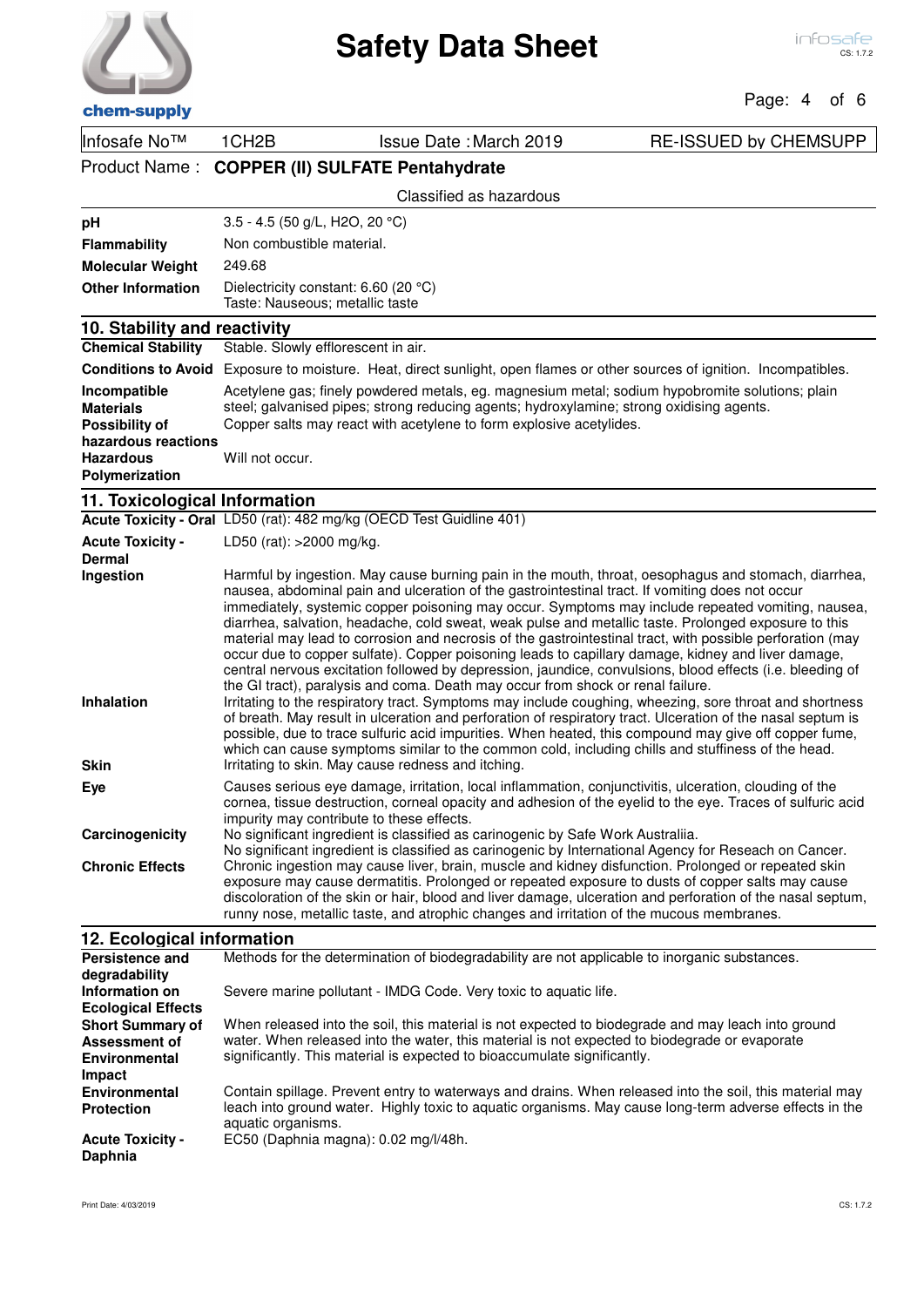| Infosafe No™ | 1CH2B | Issue Date : March 2019 | RE-ISSUED by CHEMSUPP |
|---|---|---|---|

Product Name : **COPPER (II) SULFATE Pentahydrate**

Classified as hazardous

| | |
|---|---|
| **pH** | 3.5 - 4.5 (50 g/L, $H_2O$, 20 °C) |
| **Flammability** | Non combustible material. |
| **Molecular Weight** | 249.68 |
| **Other Information** | Dielectricity constant: 6.60 (20 °C)<br>Taste: Nauseous; metallic taste |

## 10. Stability and reactivity

| | |
|---|---|
| **Chemical Stability** | Stable. Slowly efflorescent in air. |
| **Conditions to Avoid** | Exposure to moisture. Heat, direct sunlight, open flames or other sources of ignition. Incompatibles. |
| **Incompatible Materials** | Acetylene gas; finely powdered metals, eg. magnesium metal; sodium hypobromite solutions; plain steel; galvanised pipes; strong reducing agents; hydroxylamine; strong oxidising agents. |
| **Possibility of hazardous reactions** | Copper salts may react with acetylene to form explosive acetylides. |
| **Hazardous Polymerization** | Will not occur. |

## 11. Toxicological Information

| | |
|---|---|
| **Acute Toxicity - Oral** | LD50 (rat): 482 mg/kg (OECD Test Guidline 401) |
| **Acute Toxicity - Dermal** | LD50 (rat): >2000 mg/kg. |
| **Ingestion** | Harmful by ingestion. May cause burning pain in the mouth, throat, oesophagus and stomach, diarrhea, nausea, abdominal pain and ulceration of the gastrointestinal tract. If vomiting does not occur immediately, systemic copper poisoning may occur. Symptoms may include repeated vomiting, nausea, diarrhea, salvation, headache, cold sweat, weak pulse and metallic taste. Prolonged exposure to this material may lead to corrosion and necrosis of the gastrointestinal tract, with possible perforation (may occur due to copper sulfate). Copper poisoning leads to capillary damage, kidney and liver damage, central nervous excitation followed by depression, jaundice, convulsions, blood effects (i.e. bleeding of the GI tract), paralysis and coma. Death may occur from shock or renal failure. |
| **Inhalation** | Irritating to the respiratory tract. Symptoms may include coughing, wheezing, sore throat and shortness of breath. May result in ulceration and perforation of respiratory tract. Ulceration of the nasal septum is possible, due to trace sulfuric acid impurities. When heated, this compound may give off copper fume, which can cause symptoms similar to the common cold, including chills and stuffiness of the head. |
| **Skin** | Irritating to skin. May cause redness and itching. |
| **Eye** | Causes serious eye damage, irritation, local inflammation, conjunctivitis, ulceration, clouding of the cornea, tissue destruction, corneal opacity and adhesion of the eyelid to the eye. Traces of sulfuric acid impurity may contribute to these effects. |
| **Carcinogenicity** | No significant ingredient is classified as carinogenic by Safe Work Australiia.<br>No significant ingredient is classified as carinogenic by International Agency for Reseach on Cancer. |
| **Chronic Effects** | Chronic ingestion may cause liver, brain, muscle and kidney disfunction. Prolonged or repeated skin exposure may cause dermatitis. Prolonged or repeated exposure to dusts of copper salts may cause discoloration of the skin or hair, blood and liver damage, ulceration and perforation of the nasal septum, runny nose, metallic taste, and atrophic changes and irritation of the mucous membranes. |

## 12. Ecological information

| | |
|---|---|
| **Persistence and degradability** | Methods for the determination of biodegradability are not applicable to inorganic substances. |
| **Information on Ecological Effects** | Severe marine pollutant - IMDG Code. Very toxic to aquatic life. |
| **Short Summary of Assessment of Environmental Impact** | When released into the soil, this material is not expected to biodegrade and may leach into ground water. When released into the water, this material is not expected to biodegrade or evaporate significantly. This material is expected to bioaccumulate significantly. |
| **Environmental Protection** | Contain spillage. Prevent entry to waterways and drains. When released into the soil, this material may leach into ground water. Highly toxic to aquatic organisms. May cause long-term adverse effects in the aquatic organisms. |
| **Acute Toxicity - Daphnia** | EC50 (Daphnia magna): 0.02 mg/l/48h. |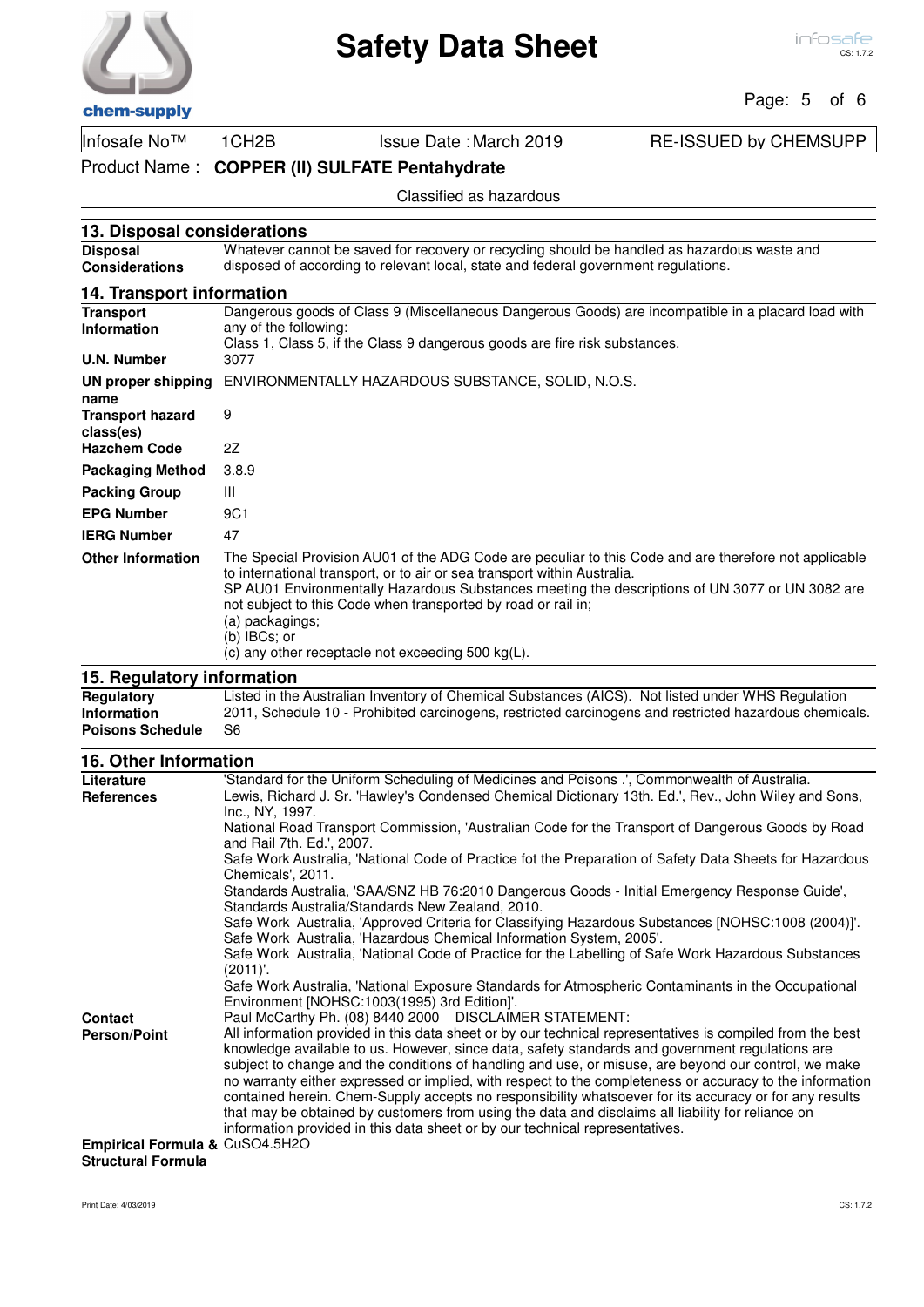Infosafe No™ 1CH2B | Issue Date : March 2019 | RE-ISSUED by CHEMSUPP

Product Name : **COPPER (II) SULFATE Pentahydrate**

Classified as hazardous

## 13. Disposal considerations

| | |
|---|---|
| **Disposal Considerations** | Whatever cannot be saved for recovery or recycling should be handled as hazardous waste and disposed of according to relevant local, state and federal government regulations. |

## 14. Transport information

| | |
|---|---|
| **Transport Information** | Dangerous goods of Class 9 (Miscellaneous Dangerous Goods) are incompatible in a placard load with any of the following: Class 1, Class 5, if the Class 9 dangerous goods are fire risk substances. |
| **U.N. Number** | 3077 |
| **UN proper shipping name** | ENVIRONMENTALLY HAZARDOUS SUBSTANCE, SOLID, N.O.S. |
| **Transport hazard class(es)** | 9 |
| **Hazchem Code** | 2Z |
| **Packaging Method** | 3.8.9 |
| **Packing Group** | III |
| **EPG Number** | 9C1 |
| **IERG Number** | 47 |
| **Other Information** | The Special Provision AU01 of the ADG Code are peculiar to this Code and are therefore not applicable to international transport, or to air or sea transport within Australia. SP AU01 Environmentally Hazardous Substances meeting the descriptions of UN 3077 or UN 3082 are not subject to this Code when transported by road or rail in; (a) packagings; (b) IBCs; or (c) any other receptacle not exceeding 500 kg(L). |

## 15. Regulatory information

| | |
|---|---|
| **Regulatory Information** | Listed in the Australian Inventory of Chemical Substances (AICS). Not listed under WHS Regulation 2011, Schedule 10 - Prohibited carcinogens, restricted carcinogens and restricted hazardous chemicals. |
| **Poisons Schedule** | S6 |

## 16. Other Information

**Literature References**

'Standard for the Uniform Scheduling of Medicines and Poisons .', Commonwealth of Australia.
Lewis, Richard J. Sr. 'Hawley's Condensed Chemical Dictionary 13th. Ed.', Rev., John Wiley and Sons, Inc., NY, 1997.
National Road Transport Commission, 'Australian Code for the Transport of Dangerous Goods by Road and Rail 7th. Ed.', 2007.
Safe Work Australia, 'National Code of Practice fot the Preparation of Safety Data Sheets for Hazardous Chemicals', 2011.
Standards Australia, 'SAA/SNZ HB 76:2010 Dangerous Goods - Initial Emergency Response Guide', Standards Australia/Standards New Zealand, 2010.
Safe Work Australia, 'Approved Criteria for Classifying Hazardous Substances [NOHSC:1008 (2004)]'.
Safe Work Australia, 'Hazardous Chemical Information System, 2005'.
Safe Work Australia, 'National Code of Practice for the Labelling of Safe Work Hazardous Substances (2011)'.
Safe Work Australia, 'National Exposure Standards for Atmospheric Contaminants in the Occupational Environment [NOHSC:1003(1995) 3rd Edition]'.

**Contact Person/Point**

Paul McCarthy Ph. (08) 8440 2000 DISCLAIMER STATEMENT:
All information provided in this data sheet or by our technical representatives is compiled from the best knowledge available to us. However, since data, safety standards and government regulations are subject to change and the conditions of handling and use, or misuse, are beyond our control, we make no warranty either expressed or implied, with respect to the completeness or accuracy to the information contained herein. Chem-Supply accepts no responsibility whatsoever for its accuracy or for any results that may be obtained by customers from using the data and disclaims all liability for reliance on information provided in this data sheet or by our technical representatives.

**Empirical Formula & Structural Formula**

$CuSO_4.5H_2O$

Print Date: 4/03/2019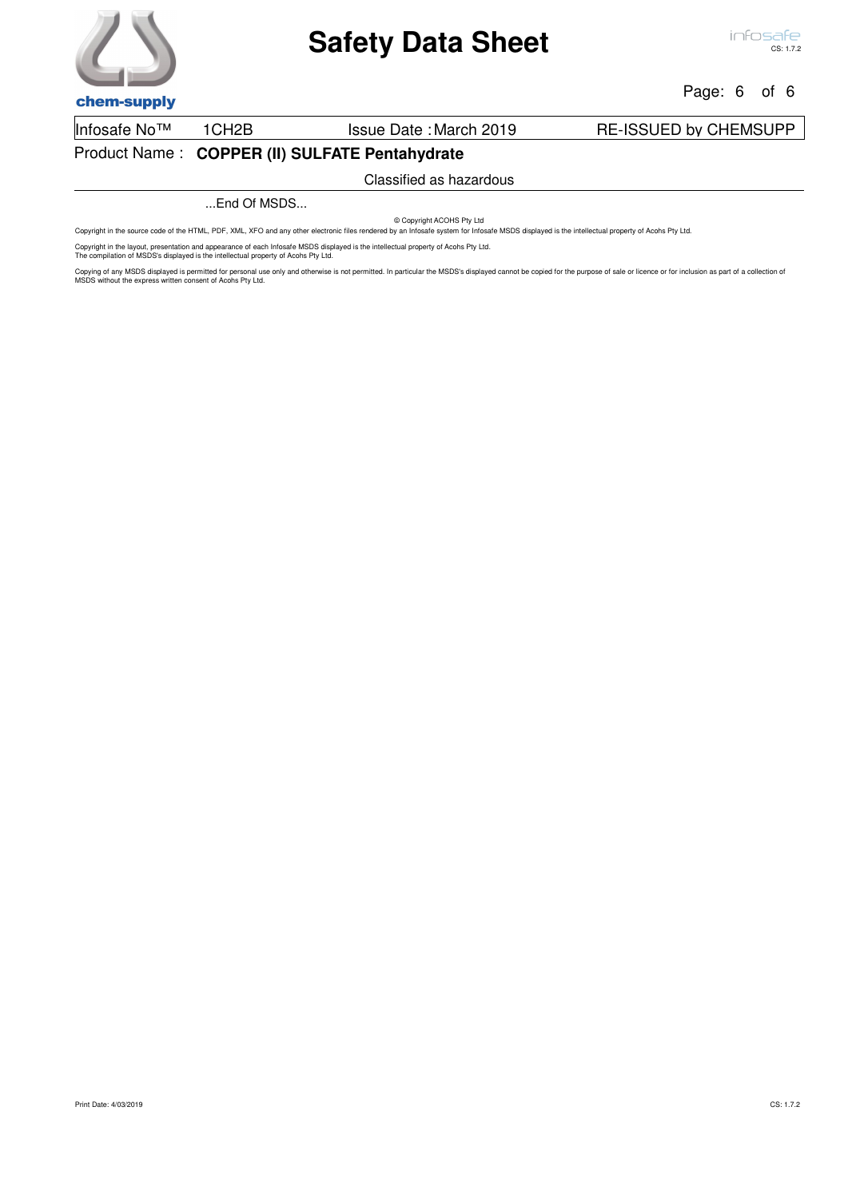...End Of MSDS...

© Copyright ACOHS Pty Ltd

Copyright in the source code of the HTML, PDF, XML, XFO and any other electronic files rendered by an Infosafe system for Infosafe MSDS displayed is the intellectual property of Acohs Pty Ltd.

Copyright in the layout, presentation and appearance of each Infosafe MSDS displayed is the intellectual property of Acohs Pty Ltd.
The compilation of MSDS's displayed is the intellectual property of Acohs Pty Ltd.

Copying of any MSDS displayed is permitted for personal use only and otherwise is not permitted. In particular the MSDS's displayed cannot be copied for the purpose of sale or licence or for inclusion as part of a collection of MSDS without the express written consent of Acohs Pty Ltd.